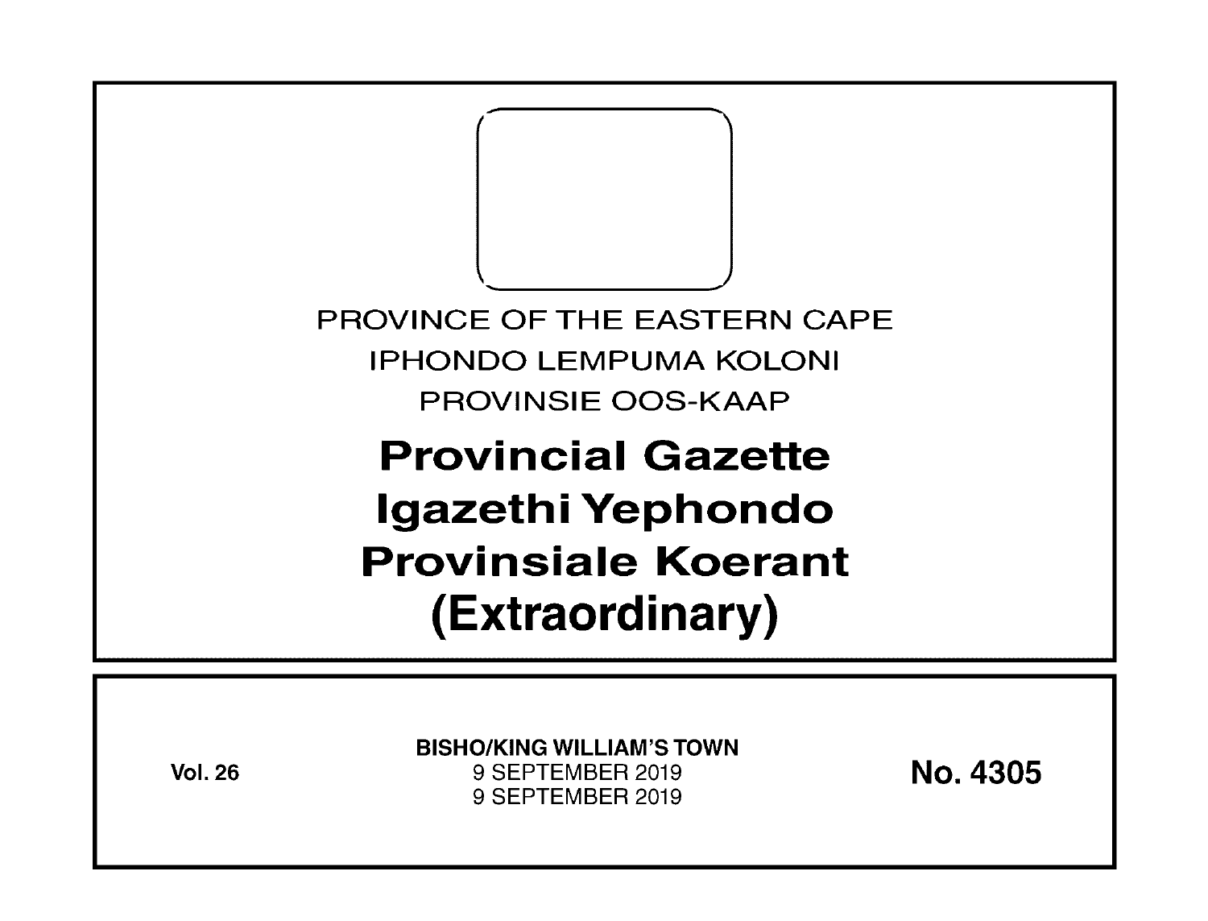PROVINCE OF THE EASTERN CAPE

IPHONDO LEMPUMA KOLONI

PROVINSIE OOS-KAAP

# Provincial Gazette
# Igazethi Yephondo
# Provinsiale Koerant
# (Extraordinary)

**Vol. 26**

**BISHO/KING WILLIAM'S TOWN**

9 SEPTEMBER 2019

9 SEPTEMBER 2019

**No. 4305**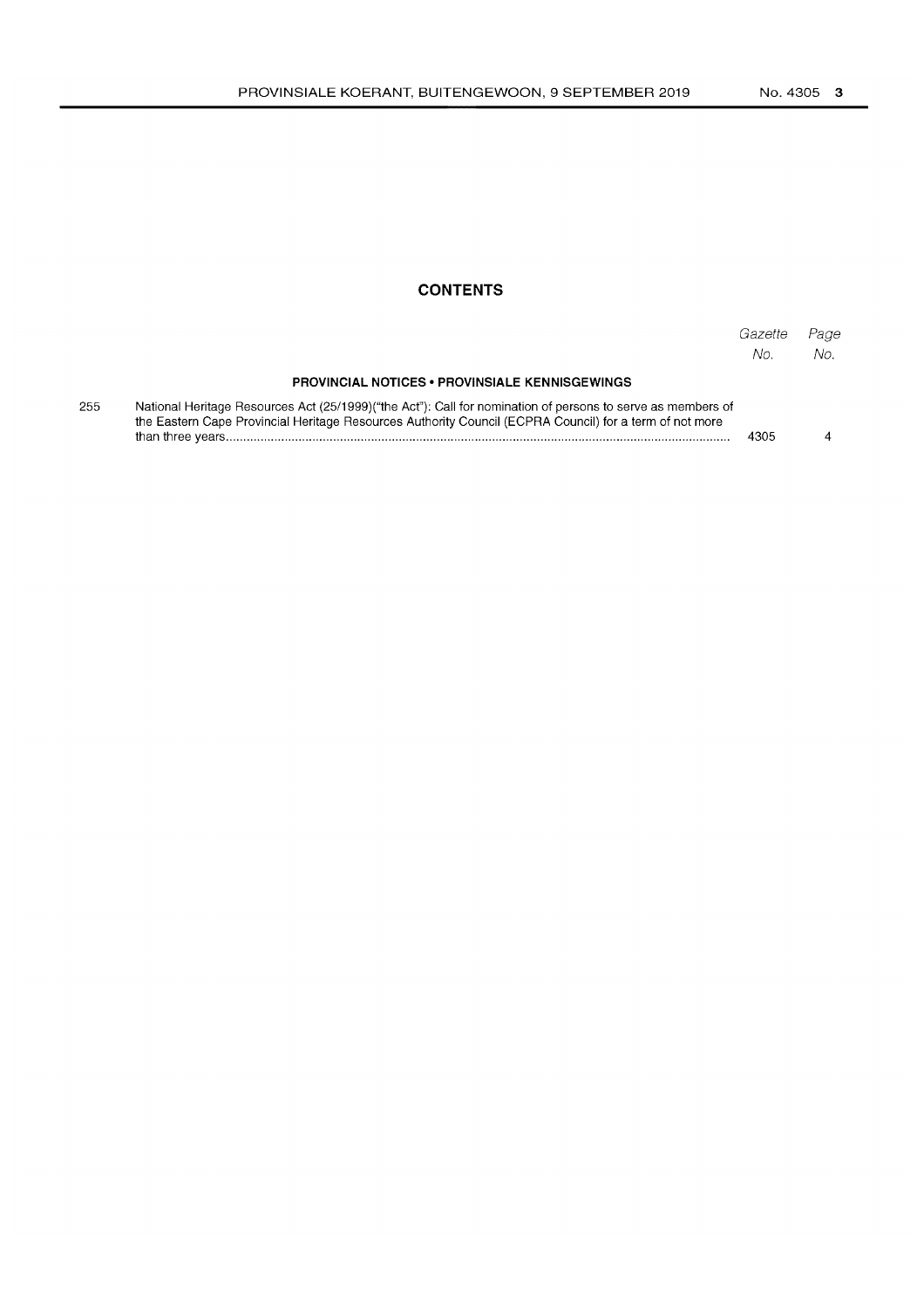## CONTENTS

| | | *Gazette No.* | *Page No.* |
|---|---|---|---|
| | **PROVINCIAL NOTICES • PROVINSIALE KENNISGEWINGS** | | |
| 255 | National Heritage Resources Act (25/1999)("the Act"): Call for nomination of persons to serve as members of the Eastern Cape Provincial Heritage Resources Authority Council (ECPRA Council) for a term of not more than three years | 4305 | 4 |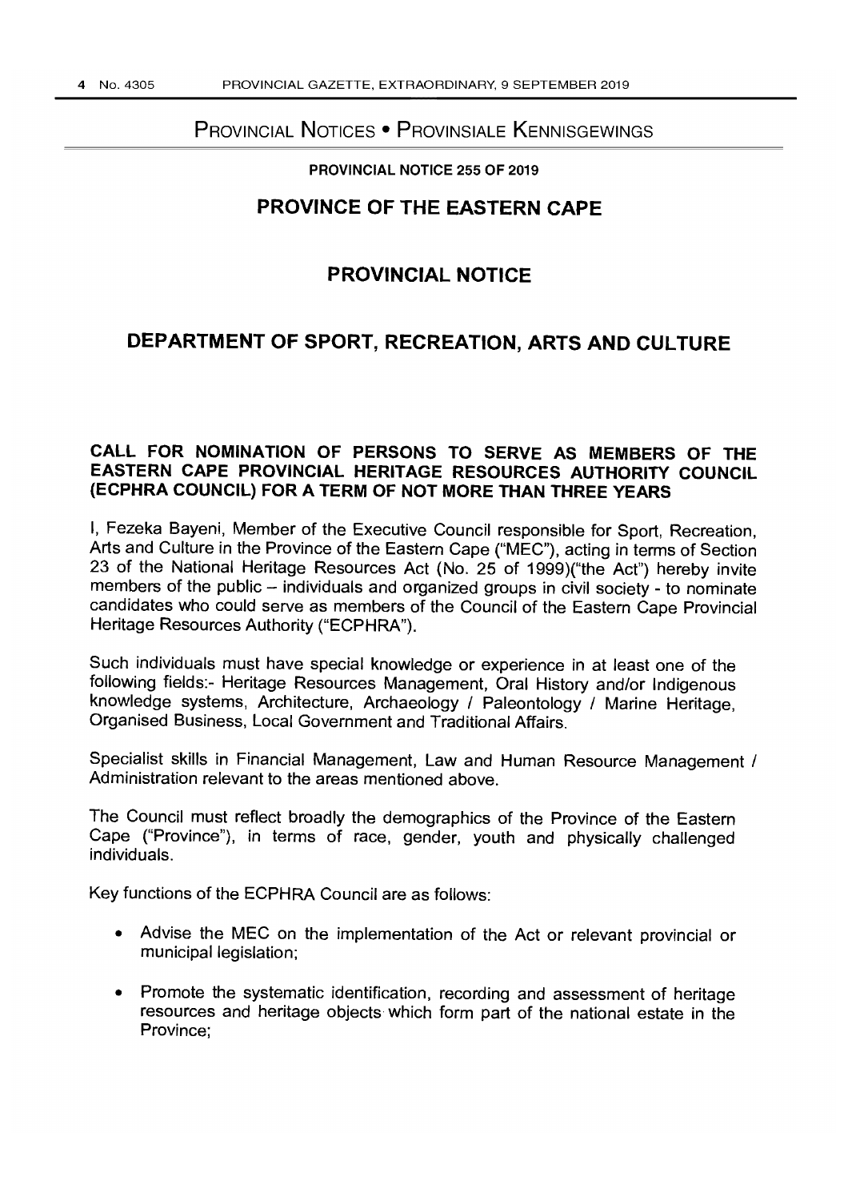# Provincial Notices • Provinsiale Kennisgewings

**PROVINCIAL NOTICE 255 OF 2019**

## PROVINCE OF THE EASTERN CAPE

## PROVINCIAL NOTICE

## DEPARTMENT OF SPORT, RECREATION, ARTS AND CULTURE

### CALL FOR NOMINATION OF PERSONS TO SERVE AS MEMBERS OF THE EASTERN CAPE PROVINCIAL HERITAGE RESOURCES AUTHORITY COUNCIL (ECPHRA COUNCIL) FOR A TERM OF NOT MORE THAN THREE YEARS

I, Fezeka Bayeni, Member of the Executive Council responsible for Sport, Recreation, Arts and Culture in the Province of the Eastern Cape ("MEC"), acting in terms of Section 23 of the National Heritage Resources Act (No. 25 of 1999)("the Act") hereby invite members of the public – individuals and organized groups in civil society - to nominate candidates who could serve as members of the Council of the Eastern Cape Provincial Heritage Resources Authority ("ECPHRA").

Such individuals must have special knowledge or experience in at least one of the following fields:- Heritage Resources Management, Oral History and/or Indigenous knowledge systems, Architecture, Archaeology / Paleontology / Marine Heritage, Organised Business, Local Government and Traditional Affairs.

Specialist skills in Financial Management, Law and Human Resource Management / Administration relevant to the areas mentioned above.

The Council must reflect broadly the demographics of the Province of the Eastern Cape ("Province"), in terms of race, gender, youth and physically challenged individuals.

Key functions of the ECPHRA Council are as follows:

- Advise the MEC on the implementation of the Act or relevant provincial or municipal legislation;
- Promote the systematic identification, recording and assessment of heritage resources and heritage objects which form part of the national estate in the Province;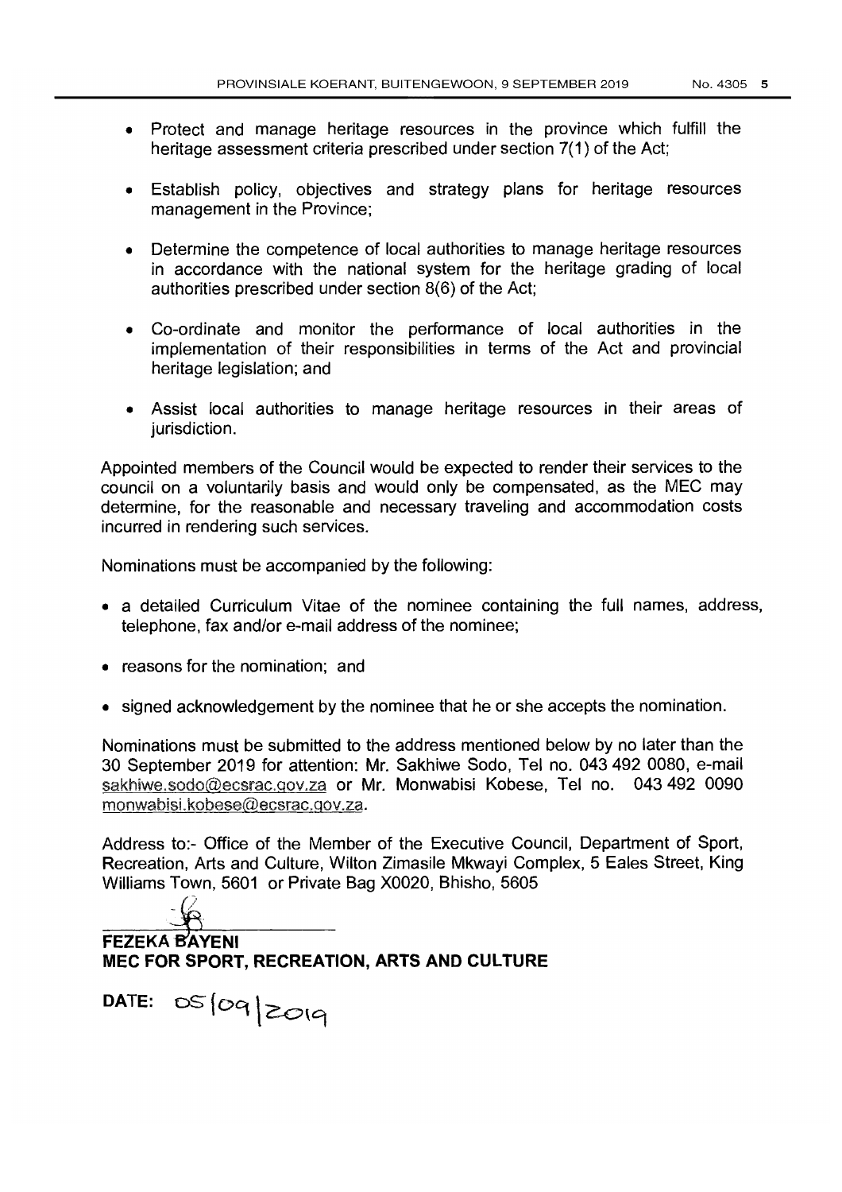- Protect and manage heritage resources in the province which fulfill the heritage assessment criteria prescribed under section 7(1) of the Act;

- Establish policy, objectives and strategy plans for heritage resources management in the Province;

- Determine the competence of local authorities to manage heritage resources in accordance with the national system for the heritage grading of local authorities prescribed under section 8(6) of the Act;

- Co-ordinate and monitor the performance of local authorities in the implementation of their responsibilities in terms of the Act and provincial heritage legislation; and

- Assist local authorities to manage heritage resources in their areas of jurisdiction.

Appointed members of the Council would be expected to render their services to the council on a voluntarily basis and would only be compensated, as the MEC may determine, for the reasonable and necessary traveling and accommodation costs incurred in rendering such services.

Nominations must be accompanied by the following:

- a detailed Curriculum Vitae of the nominee containing the full names, address, telephone, fax and/or e-mail address of the nominee;

- reasons for the nomination; and

- signed acknowledgement by the nominee that he or she accepts the nomination.

Nominations must be submitted to the address mentioned below by no later than the 30 September 2019 for attention: Mr. Sakhiwe Sodo, Tel no. 043 492 0080, e-mail sakhiwe.sodo@ecsrac.gov.za or Mr. Monwabisi Kobese, Tel no. 043 492 0090 monwabisi.kobese@ecsrac.gov.za.

Address to:- Office of the Member of the Executive Council, Department of Sport, Recreation, Arts and Culture, Wilton Zimasile Mkwayi Complex, 5 Eales Street, King Williams Town, 5601 or Private Bag X0020, Bhisho, 5605

**FEZEKA BAYENI**
**MEC FOR SPORT, RECREATION, ARTS AND CULTURE**

**DATE:** 05/09/2019